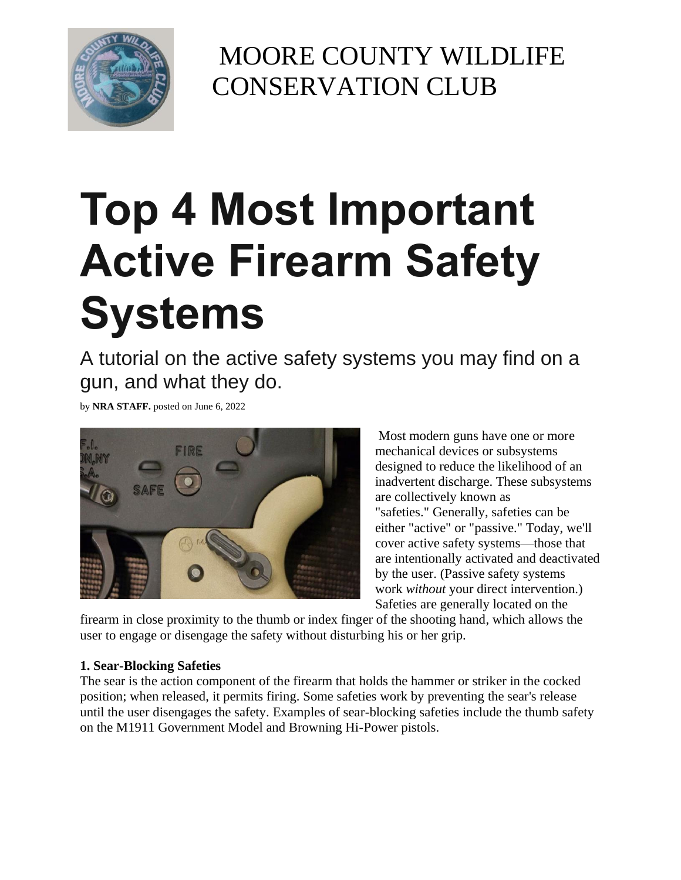MOORE COUNTY WILDLIFE CONSERVATION CLUB

# Top 4 Most Important Active Firearm Safety Systems

## A tutorial on the active safety systems you may find on a gun, and what they do.

by **NRA STAFF.** posted on June 6, 2022

Most modern guns have one or more mechanical devices or subsystems designed to reduce the likelihood of an inadvertent discharge. These subsystems are collectively known as "safeties." Generally, safeties can be either "active" or "passive." Today, we'll cover active safety systems—those that are intentionally activated and deactivated by the user. (Passive safety systems work *without* your direct intervention.) Safeties are generally located on the firearm in close proximity to the thumb or index finger of the shooting hand, which allows the user to engage or disengage the safety without disturbing his or her grip.

**1. Sear-Blocking Safeties**

The sear is the action component of the firearm that holds the hammer or striker in the cocked position; when released, it permits firing. Some safeties work by preventing the sear's release until the user disengages the safety. Examples of sear-blocking safeties include the thumb safety on the M1911 Government Model and Browning Hi-Power pistols.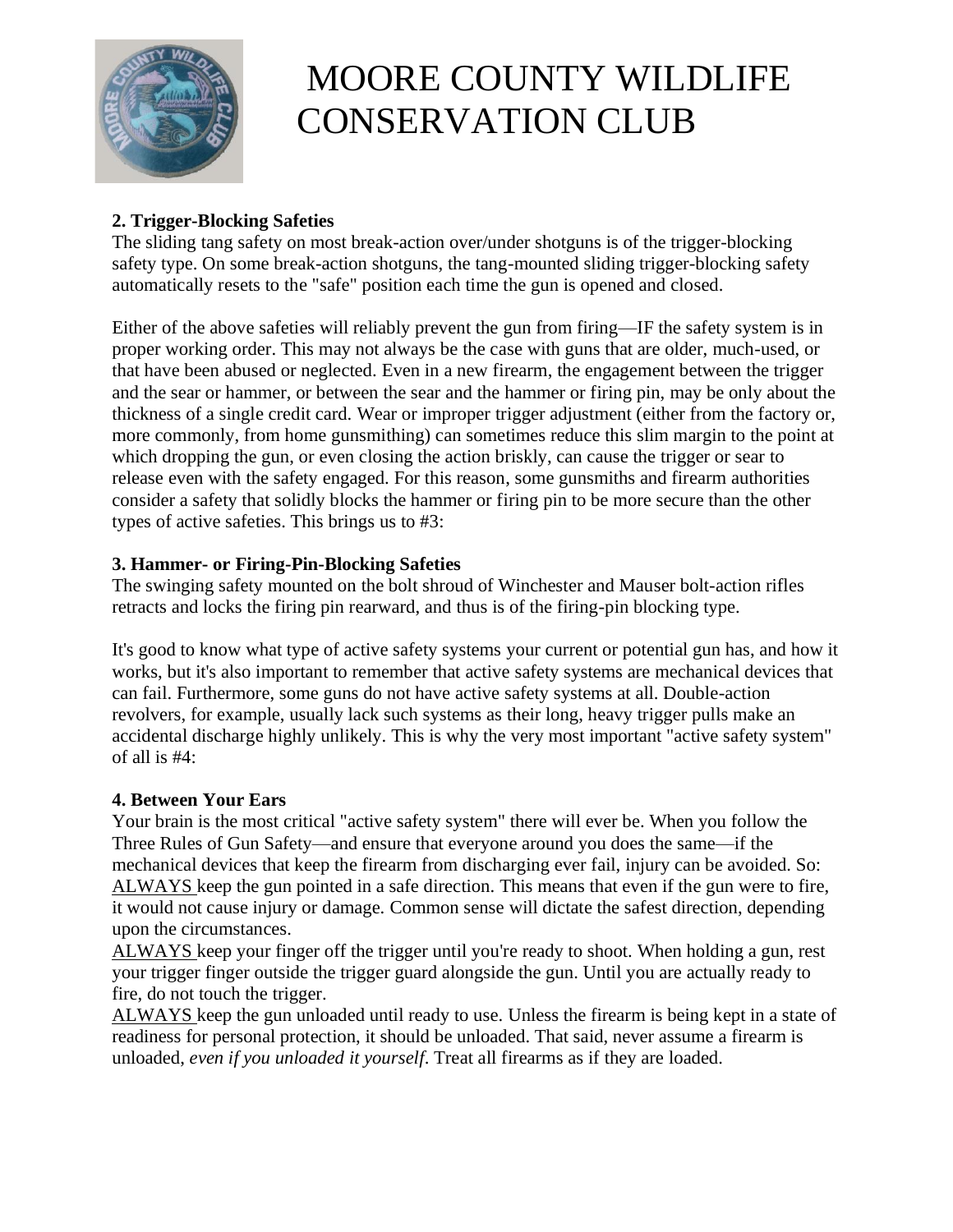# MOORE COUNTY WILDLIFE CONSERVATION CLUB

**2. Trigger-Blocking Safeties**

The sliding tang safety on most break-action over/under shotguns is of the trigger-blocking safety type. On some break-action shotguns, the tang-mounted sliding trigger-blocking safety automatically resets to the "safe" position each time the gun is opened and closed.

Either of the above safeties will reliably prevent the gun from firing—IF the safety system is in proper working order. This may not always be the case with guns that are older, much-used, or that have been abused or neglected. Even in a new firearm, the engagement between the trigger and the sear or hammer, or between the sear and the hammer or firing pin, may be only about the thickness of a single credit card. Wear or improper trigger adjustment (either from the factory or, more commonly, from home gunsmithing) can sometimes reduce this slim margin to the point at which dropping the gun, or even closing the action briskly, can cause the trigger or sear to release even with the safety engaged. For this reason, some gunsmiths and firearm authorities consider a safety that solidly blocks the hammer or firing pin to be more secure than the other types of active safeties. This brings us to #3:

**3. Hammer- or Firing-Pin-Blocking Safeties**

The swinging safety mounted on the bolt shroud of Winchester and Mauser bolt-action rifles retracts and locks the firing pin rearward, and thus is of the firing-pin blocking type.

It's good to know what type of active safety systems your current or potential gun has, and how it works, but it's also important to remember that active safety systems are mechanical devices that can fail. Furthermore, some guns do not have active safety systems at all. Double-action revolvers, for example, usually lack such systems as their long, heavy trigger pulls make an accidental discharge highly unlikely. This is why the very most important "active safety system" of all is #4:

**4. Between Your Ears**

Your brain is the most critical "active safety system" there will ever be. When you follow the Three Rules of Gun Safety—and ensure that everyone around you does the same—if the mechanical devices that keep the firearm from discharging ever fail, injury can be avoided. So:

ALWAYS keep the gun pointed in a safe direction. This means that even if the gun were to fire, it would not cause injury or damage. Common sense will dictate the safest direction, depending upon the circumstances.

ALWAYS keep your finger off the trigger until you're ready to shoot. When holding a gun, rest your trigger finger outside the trigger guard alongside the gun. Until you are actually ready to fire, do not touch the trigger.

ALWAYS keep the gun unloaded until ready to use. Unless the firearm is being kept in a state of readiness for personal protection, it should be unloaded. That said, never assume a firearm is unloaded, *even if you unloaded it yourself*. Treat all firearms as if they are loaded.